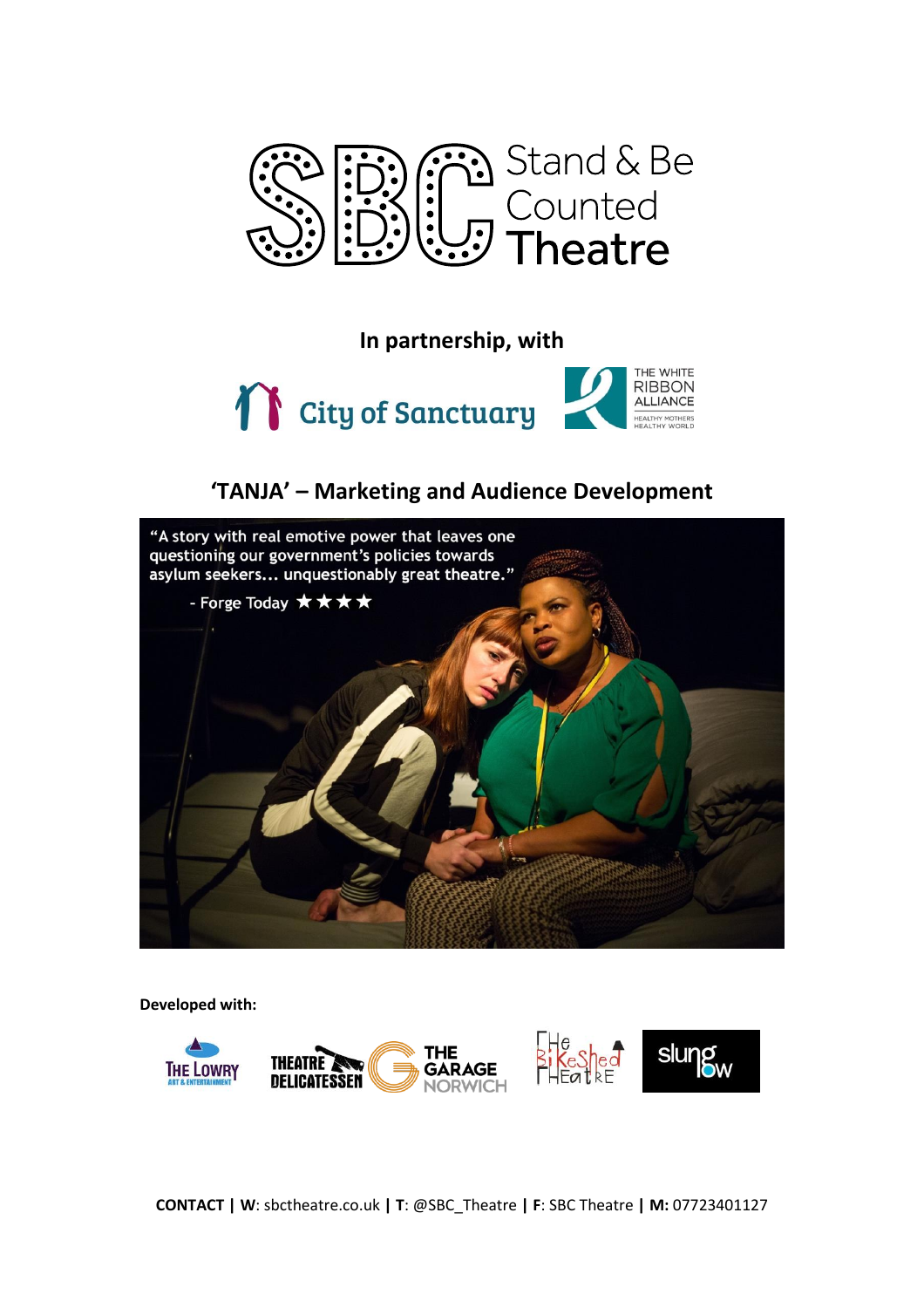# Stand & Be Counted Theatre

**In partnership, with**

City of Sanctuary

THE WHITE RIBBON ALLIANCE
HEALTHY MOTHERS HEALTHY WORLD

## 'TANJA' – Marketing and Audience Development

"A story with real emotive power that leaves one questioning our government's policies towards asylum seekers… unquestionably great theatre."

- Forge Today ★★★★

**Developed with:**

The Lowry Art & Entertainment | Theatre Delicatessen | The Garage Norwich | The Bikeshed Theatre | slunglow

**CONTACT | W**: sbctheatre.co.uk **| T**: @SBC_Theatre **| F**: SBC Theatre **| M:** 07723401127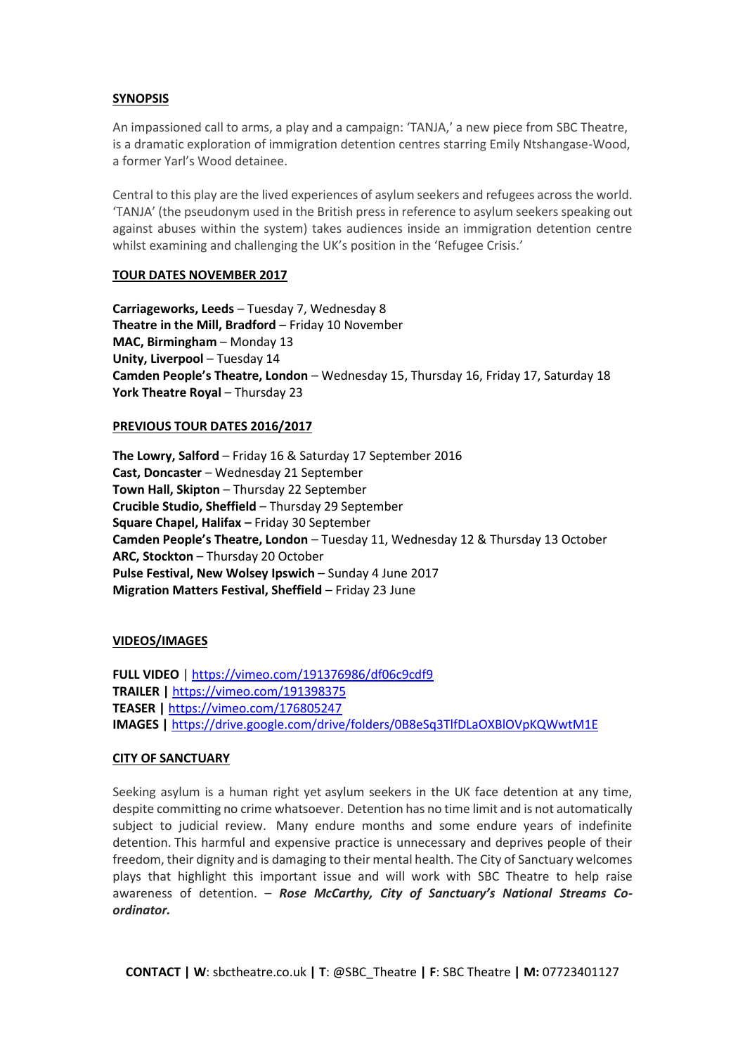## SYNOPSIS

An impassioned call to arms, a play and a campaign: 'TANJA,' a new piece from SBC Theatre, is a dramatic exploration of immigration detention centres starring Emily Ntshangase-Wood, a former Yarl's Wood detainee.

Central to this play are the lived experiences of asylum seekers and refugees across the world. 'TANJA' (the pseudonym used in the British press in reference to asylum seekers speaking out against abuses within the system) takes audiences inside an immigration detention centre whilst examining and challenging the UK's position in the 'Refugee Crisis.'

## TOUR DATES NOVEMBER 2017

**Carriageworks, Leeds** – Tuesday 7, Wednesday 8
**Theatre in the Mill, Bradford** – Friday 10 November
**MAC, Birmingham** – Monday 13
**Unity, Liverpool** – Tuesday 14
**Camden People's Theatre, London** – Wednesday 15, Thursday 16, Friday 17, Saturday 18
**York Theatre Royal** – Thursday 23

## PREVIOUS TOUR DATES 2016/2017

**The Lowry, Salford** – Friday 16 & Saturday 17 September 2016
**Cast, Doncaster** – Wednesday 21 September
**Town Hall, Skipton** – Thursday 22 September
**Crucible Studio, Sheffield** – Thursday 29 September
**Square Chapel, Halifax –** Friday 30 September
**Camden People's Theatre, London** – Tuesday 11, Wednesday 12 & Thursday 13 October
**ARC, Stockton** – Thursday 20 October
**Pulse Festival, New Wolsey Ipswich** – Sunday 4 June 2017
**Migration Matters Festival, Sheffield** – Friday 23 June

## VIDEOS/IMAGES

**FULL VIDEO** | https://vimeo.com/191376986/df06c9cdf9
**TRAILER |** https://vimeo.com/191398375
**TEASER |** https://vimeo.com/176805247
**IMAGES |** https://drive.google.com/drive/folders/0B8eSq3TlfDLaOXBlOVpKQWwtM1E

## CITY OF SANCTUARY

Seeking asylum is a human right yet asylum seekers in the UK face detention at any time, despite committing no crime whatsoever. Detention has no time limit and is not automatically subject to judicial review. Many endure months and some endure years of indefinite detention. This harmful and expensive practice is unnecessary and deprives people of their freedom, their dignity and is damaging to their mental health. The City of Sanctuary welcomes plays that highlight this important issue and will work with SBC Theatre to help raise awareness of detention. – ***Rose McCarthy, City of Sanctuary's National Streams Co-ordinator.***

**CONTACT | W**: sbctheatre.co.uk **| T**: @SBC_Theatre **| F**: SBC Theatre **| M:** 07723401127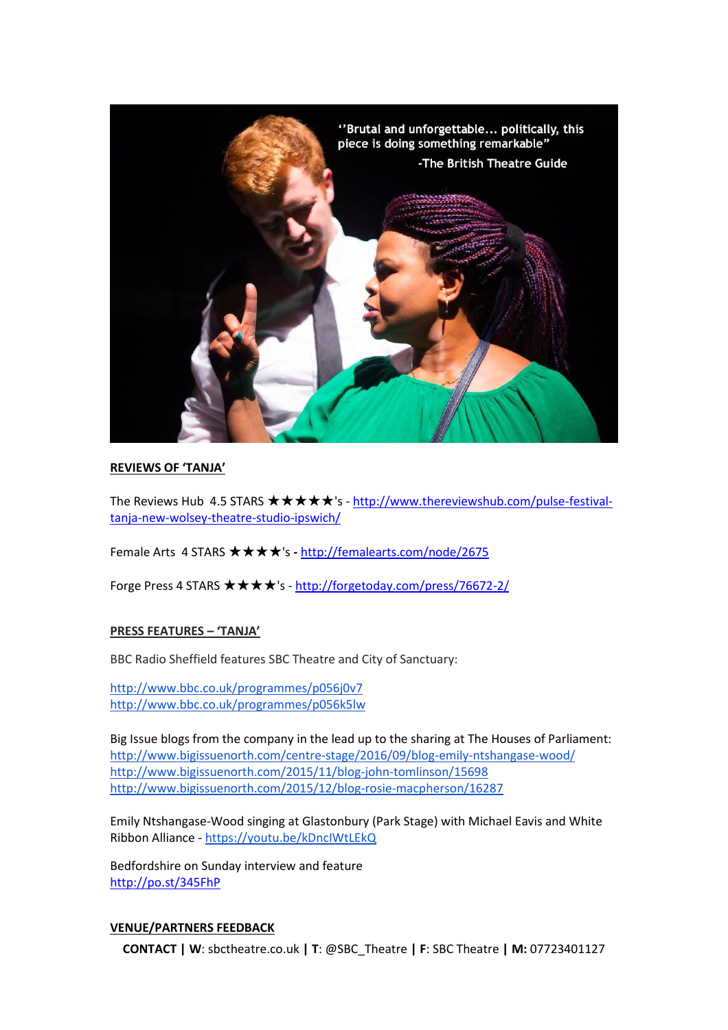"'Brutal and unforgettable... politically, this piece is doing something remarkable"
-The British Theatre Guide

**REVIEWS OF 'TANJA'**

The Reviews Hub 4.5 STARS ★★★★★'s - http://www.thereviewshub.com/pulse-festival-tanja-new-wolsey-theatre-studio-ipswich/

Female Arts 4 STARS ★★★★'s - http://femalearts.com/node/2675

Forge Press 4 STARS ★★★★'s - http://forgetoday.com/press/76672-2/

**PRESS FEATURES – 'TANJA'**

BBC Radio Sheffield features SBC Theatre and City of Sanctuary:

http://www.bbc.co.uk/programmes/p056j0v7
http://www.bbc.co.uk/programmes/p056k5lw

Big Issue blogs from the company in the lead up to the sharing at The Houses of Parliament:
http://www.bigissuenorth.com/centre-stage/2016/09/blog-emily-ntshangase-wood/
http://www.bigissuenorth.com/2015/11/blog-john-tomlinson/15698
http://www.bigissuenorth.com/2015/12/blog-rosie-macpherson/16287

Emily Ntshangase-Wood singing at Glastonbury (Park Stage) with Michael Eavis and White Ribbon Alliance - https://youtu.be/kDnclWtLEkQ

Bedfordshire on Sunday interview and feature
http://po.st/345FhP

**VENUE/PARTNERS FEEDBACK**

**CONTACT | W**: sbctheatre.co.uk **| T**: @SBC_Theatre **| F**: SBC Theatre **| M:** 07723401127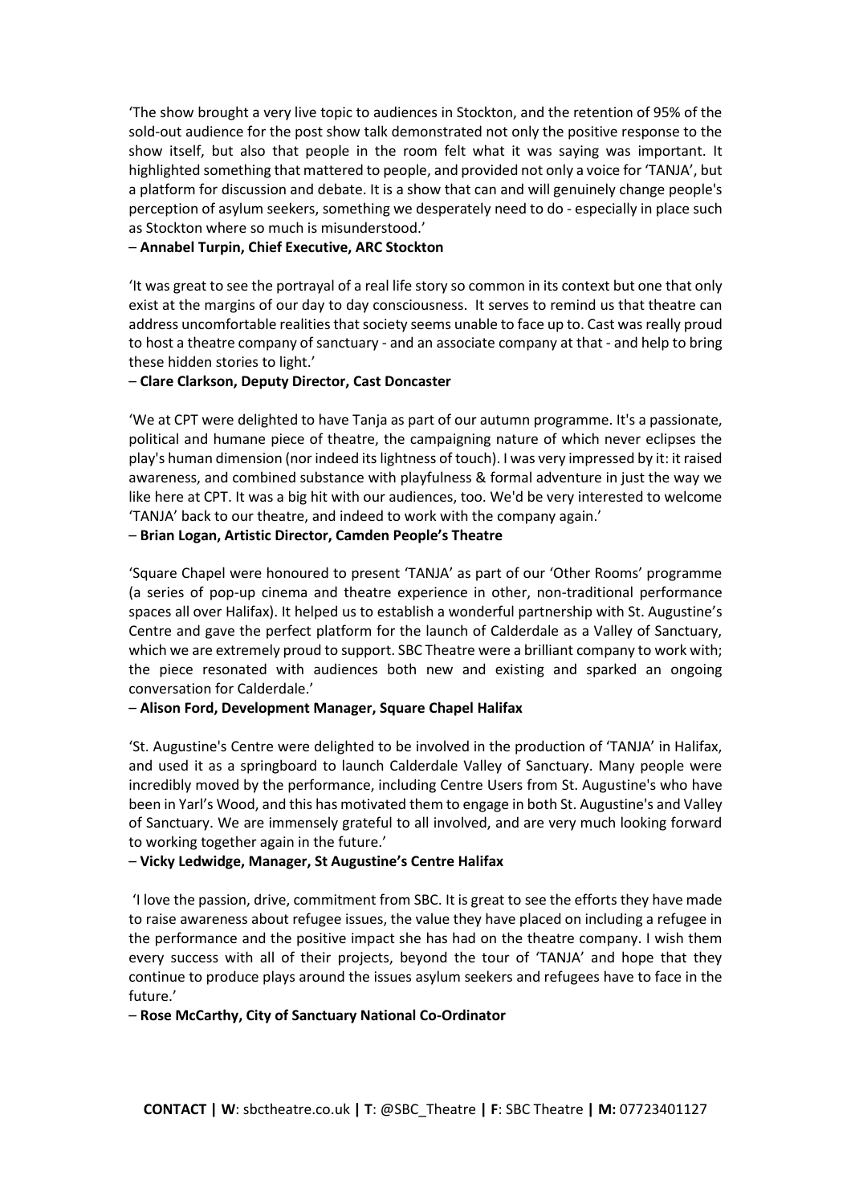'The show brought a very live topic to audiences in Stockton, and the retention of 95% of the sold-out audience for the post show talk demonstrated not only the positive response to the show itself, but also that people in the room felt what it was saying was important. It highlighted something that mattered to people, and provided not only a voice for 'TANJA', but a platform for discussion and debate. It is a show that can and will genuinely change people's perception of asylum seekers, something we desperately need to do - especially in place such as Stockton where so much is misunderstood.'

– **Annabel Turpin, Chief Executive, ARC Stockton**

'It was great to see the portrayal of a real life story so common in its context but one that only exist at the margins of our day to day consciousness. It serves to remind us that theatre can address uncomfortable realities that society seems unable to face up to. Cast was really proud to host a theatre company of sanctuary - and an associate company at that - and help to bring these hidden stories to light.'

– **Clare Clarkson, Deputy Director, Cast Doncaster**

'We at CPT were delighted to have Tanja as part of our autumn programme. It's a passionate, political and humane piece of theatre, the campaigning nature of which never eclipses the play's human dimension (nor indeed its lightness of touch). I was very impressed by it: it raised awareness, and combined substance with playfulness & formal adventure in just the way we like here at CPT. It was a big hit with our audiences, too. We'd be very interested to welcome 'TANJA' back to our theatre, and indeed to work with the company again.'

– **Brian Logan, Artistic Director, Camden People's Theatre**

'Square Chapel were honoured to present 'TANJA' as part of our 'Other Rooms' programme (a series of pop-up cinema and theatre experience in other, non-traditional performance spaces all over Halifax). It helped us to establish a wonderful partnership with St. Augustine's Centre and gave the perfect platform for the launch of Calderdale as a Valley of Sanctuary, which we are extremely proud to support. SBC Theatre were a brilliant company to work with; the piece resonated with audiences both new and existing and sparked an ongoing conversation for Calderdale.'

– **Alison Ford, Development Manager, Square Chapel Halifax**

'St. Augustine's Centre were delighted to be involved in the production of 'TANJA' in Halifax, and used it as a springboard to launch Calderdale Valley of Sanctuary. Many people were incredibly moved by the performance, including Centre Users from St. Augustine's who have been in Yarl's Wood, and this has motivated them to engage in both St. Augustine's and Valley of Sanctuary. We are immensely grateful to all involved, and are very much looking forward to working together again in the future.'

– **Vicky Ledwidge, Manager, St Augustine's Centre Halifax**

'I love the passion, drive, commitment from SBC. It is great to see the efforts they have made to raise awareness about refugee issues, the value they have placed on including a refugee in the performance and the positive impact she has had on the theatre company. I wish them every success with all of their projects, beyond the tour of 'TANJA' and hope that they continue to produce plays around the issues asylum seekers and refugees have to face in the future.'

– **Rose McCarthy, City of Sanctuary National Co-Ordinator**

**CONTACT | W**: sbctheatre.co.uk **| T**: @SBC_Theatre **| F**: SBC Theatre **| M:** 07723401127